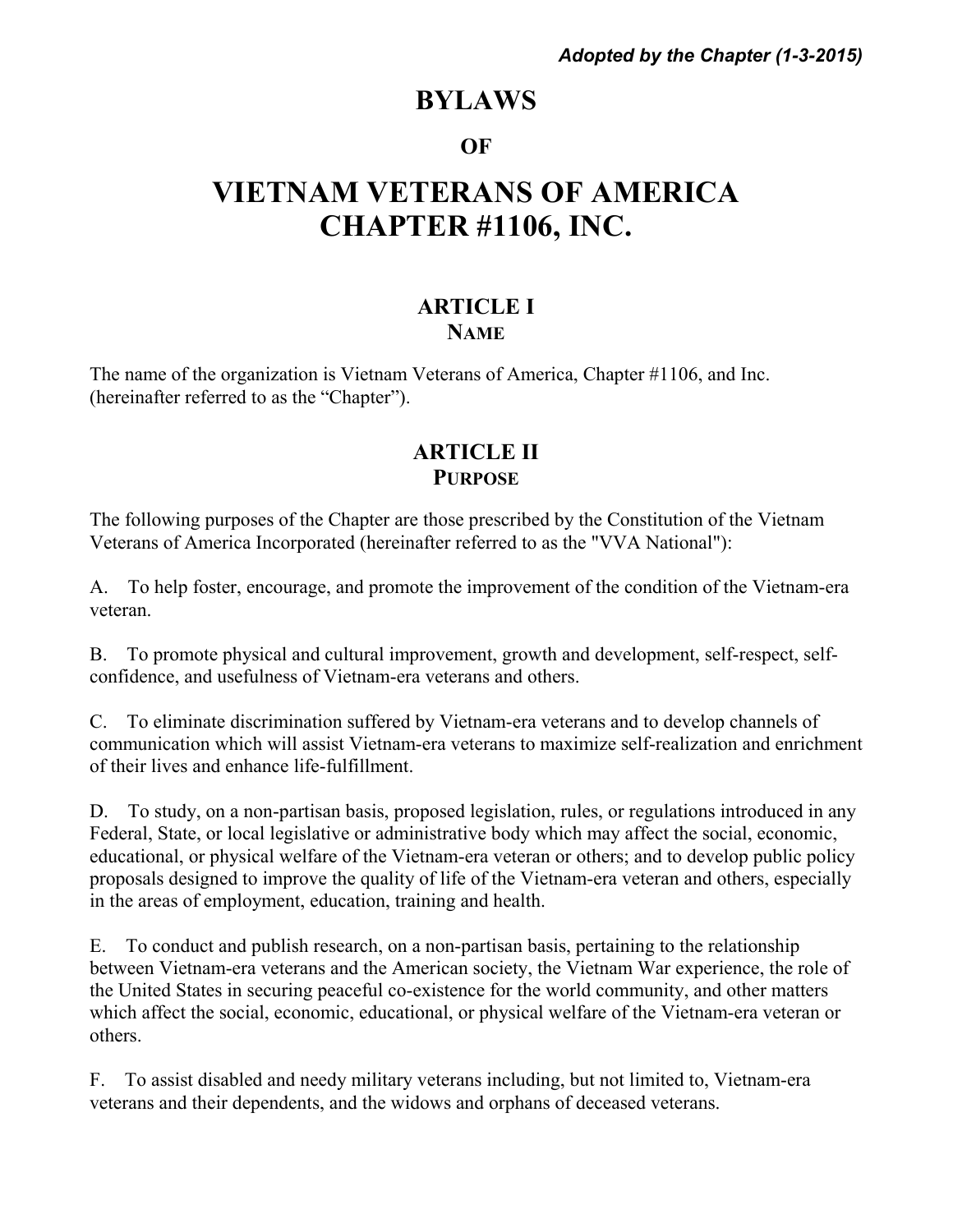*Adopted by the Chapter (1-3-2015)*

# BYLAWS

## OF

# VIETNAM VETERANS OF AMERICA CHAPTER #1106, INC.

## ARTICLE I
### NAME

The name of the organization is Vietnam Veterans of America, Chapter #1106, and Inc. (hereinafter referred to as the "Chapter").

## ARTICLE II
### PURPOSE

The following purposes of the Chapter are those prescribed by the Constitution of the Vietnam Veterans of America Incorporated (hereinafter referred to as the "VVA National"):

A. To help foster, encourage, and promote the improvement of the condition of the Vietnam-era veteran.

B. To promote physical and cultural improvement, growth and development, self-respect, self-confidence, and usefulness of Vietnam-era veterans and others.

C. To eliminate discrimination suffered by Vietnam-era veterans and to develop channels of communication which will assist Vietnam-era veterans to maximize self-realization and enrichment of their lives and enhance life-fulfillment.

D. To study, on a non-partisan basis, proposed legislation, rules, or regulations introduced in any Federal, State, or local legislative or administrative body which may affect the social, economic, educational, or physical welfare of the Vietnam-era veteran or others; and to develop public policy proposals designed to improve the quality of life of the Vietnam-era veteran and others, especially in the areas of employment, education, training and health.

E. To conduct and publish research, on a non-partisan basis, pertaining to the relationship between Vietnam-era veterans and the American society, the Vietnam War experience, the role of the United States in securing peaceful co-existence for the world community, and other matters which affect the social, economic, educational, or physical welfare of the Vietnam-era veteran or others.

F. To assist disabled and needy military veterans including, but not limited to, Vietnam-era veterans and their dependents, and the widows and orphans of deceased veterans.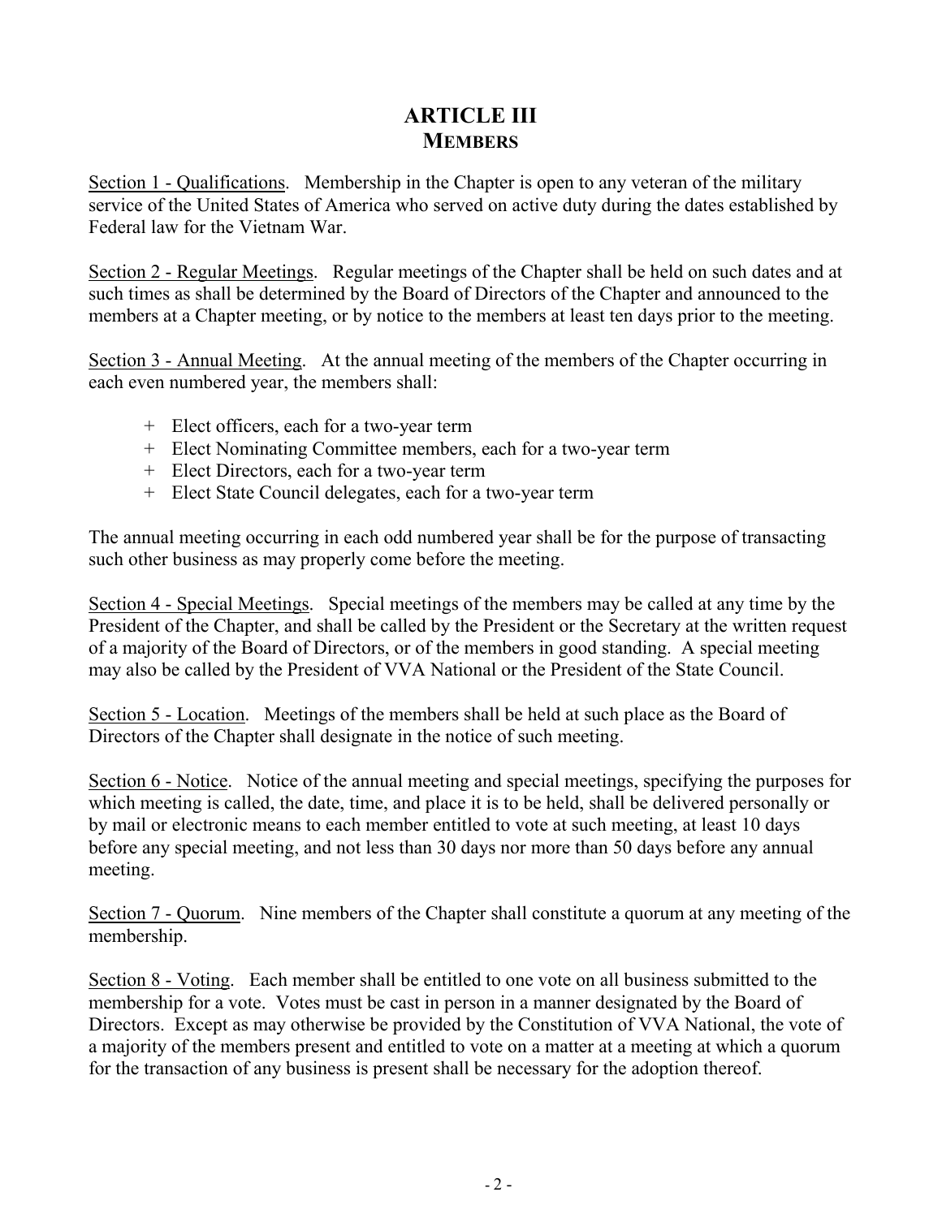# ARTICLE III
## MEMBERS

Section 1 - Qualifications. Membership in the Chapter is open to any veteran of the military service of the United States of America who served on active duty during the dates established by Federal law for the Vietnam War.

Section 2 - Regular Meetings. Regular meetings of the Chapter shall be held on such dates and at such times as shall be determined by the Board of Directors of the Chapter and announced to the members at a Chapter meeting, or by notice to the members at least ten days prior to the meeting.

Section 3 - Annual Meeting. At the annual meeting of the members of the Chapter occurring in each even numbered year, the members shall:

+ Elect officers, each for a two-year term
+ Elect Nominating Committee members, each for a two-year term
+ Elect Directors, each for a two-year term
+ Elect State Council delegates, each for a two-year term

The annual meeting occurring in each odd numbered year shall be for the purpose of transacting such other business as may properly come before the meeting.

Section 4 - Special Meetings. Special meetings of the members may be called at any time by the President of the Chapter, and shall be called by the President or the Secretary at the written request of a majority of the Board of Directors, or of the members in good standing. A special meeting may also be called by the President of VVA National or the President of the State Council.

Section 5 - Location. Meetings of the members shall be held at such place as the Board of Directors of the Chapter shall designate in the notice of such meeting.

Section 6 - Notice. Notice of the annual meeting and special meetings, specifying the purposes for which meeting is called, the date, time, and place it is to be held, shall be delivered personally or by mail or electronic means to each member entitled to vote at such meeting, at least 10 days before any special meeting, and not less than 30 days nor more than 50 days before any annual meeting.

Section 7 - Quorum. Nine members of the Chapter shall constitute a quorum at any meeting of the membership.

Section 8 - Voting. Each member shall be entitled to one vote on all business submitted to the membership for a vote. Votes must be cast in person in a manner designated by the Board of Directors. Except as may otherwise be provided by the Constitution of VVA National, the vote of a majority of the members present and entitled to vote on a matter at a meeting at which a quorum for the transaction of any business is present shall be necessary for the adoption thereof.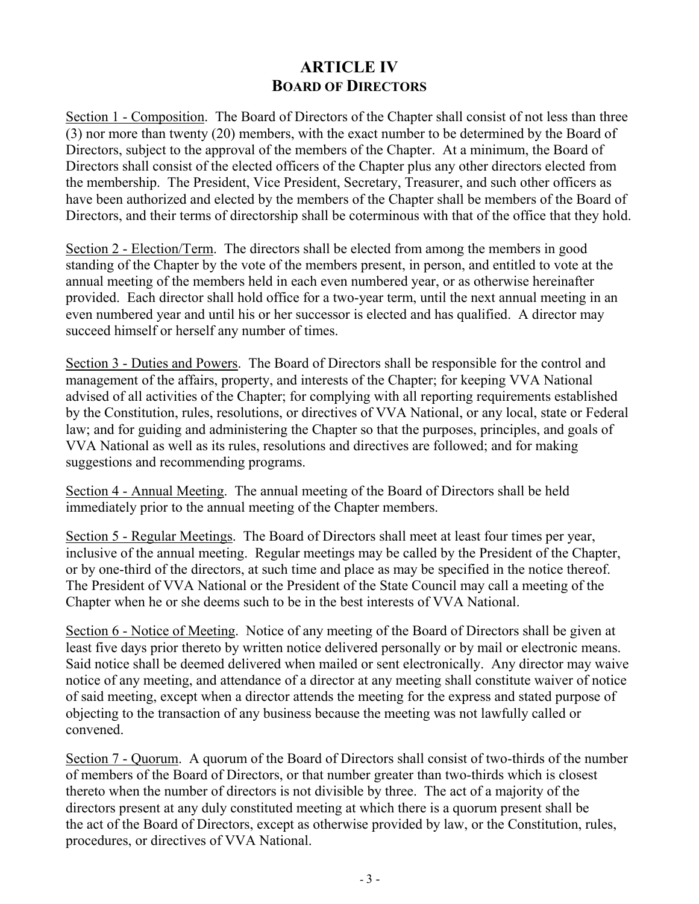# ARTICLE IV
## BOARD OF DIRECTORS

Section 1 - Composition. The Board of Directors of the Chapter shall consist of not less than three (3) nor more than twenty (20) members, with the exact number to be determined by the Board of Directors, subject to the approval of the members of the Chapter. At a minimum, the Board of Directors shall consist of the elected officers of the Chapter plus any other directors elected from the membership. The President, Vice President, Secretary, Treasurer, and such other officers as have been authorized and elected by the members of the Chapter shall be members of the Board of Directors, and their terms of directorship shall be coterminous with that of the office that they hold.

Section 2 - Election/Term. The directors shall be elected from among the members in good standing of the Chapter by the vote of the members present, in person, and entitled to vote at the annual meeting of the members held in each even numbered year, or as otherwise hereinafter provided. Each director shall hold office for a two-year term, until the next annual meeting in an even numbered year and until his or her successor is elected and has qualified. A director may succeed himself or herself any number of times.

Section 3 - Duties and Powers. The Board of Directors shall be responsible for the control and management of the affairs, property, and interests of the Chapter; for keeping VVA National advised of all activities of the Chapter; for complying with all reporting requirements established by the Constitution, rules, resolutions, or directives of VVA National, or any local, state or Federal law; and for guiding and administering the Chapter so that the purposes, principles, and goals of VVA National as well as its rules, resolutions and directives are followed; and for making suggestions and recommending programs.

Section 4 - Annual Meeting. The annual meeting of the Board of Directors shall be held immediately prior to the annual meeting of the Chapter members.

Section 5 - Regular Meetings. The Board of Directors shall meet at least four times per year, inclusive of the annual meeting. Regular meetings may be called by the President of the Chapter, or by one-third of the directors, at such time and place as may be specified in the notice thereof. The President of VVA National or the President of the State Council may call a meeting of the Chapter when he or she deems such to be in the best interests of VVA National.

Section 6 - Notice of Meeting. Notice of any meeting of the Board of Directors shall be given at least five days prior thereto by written notice delivered personally or by mail or electronic means. Said notice shall be deemed delivered when mailed or sent electronically. Any director may waive notice of any meeting, and attendance of a director at any meeting shall constitute waiver of notice of said meeting, except when a director attends the meeting for the express and stated purpose of objecting to the transaction of any business because the meeting was not lawfully called or convened.

Section 7 - Quorum. A quorum of the Board of Directors shall consist of two-thirds of the number of members of the Board of Directors, or that number greater than two-thirds which is closest thereto when the number of directors is not divisible by three. The act of a majority of the directors present at any duly constituted meeting at which there is a quorum present shall be the act of the Board of Directors, except as otherwise provided by law, or the Constitution, rules, procedures, or directives of VVA National.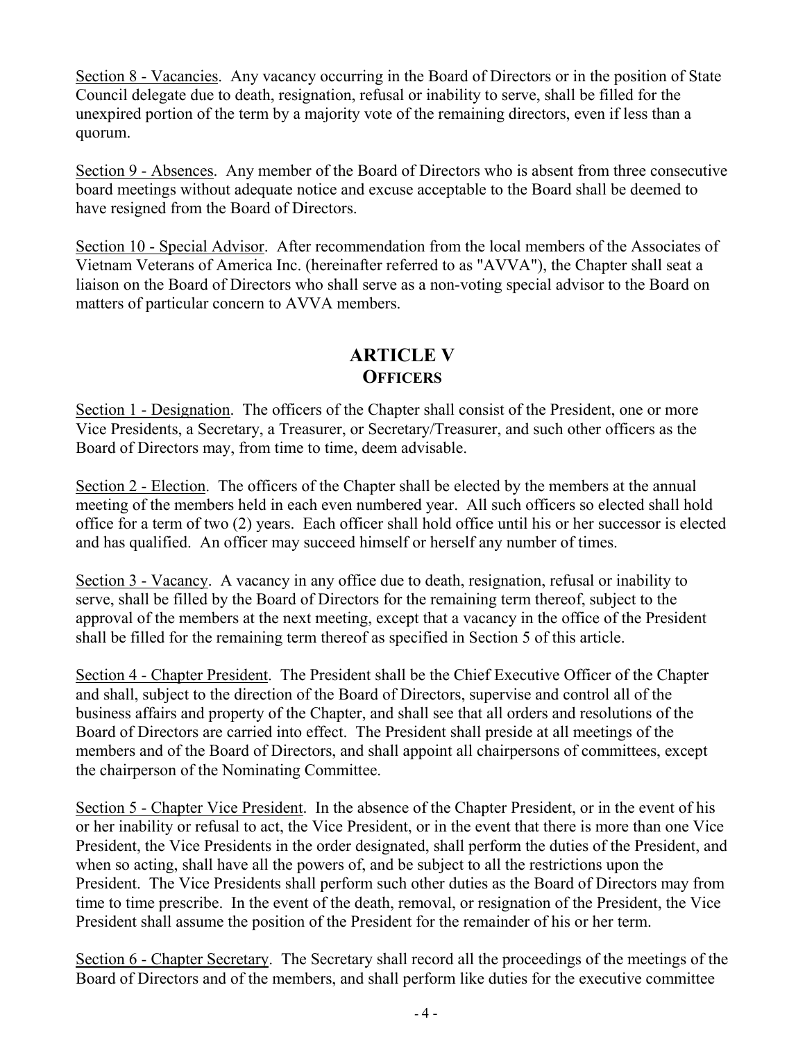Section 8 - Vacancies. Any vacancy occurring in the Board of Directors or in the position of State Council delegate due to death, resignation, refusal or inability to serve, shall be filled for the unexpired portion of the term by a majority vote of the remaining directors, even if less than a quorum.

Section 9 - Absences. Any member of the Board of Directors who is absent from three consecutive board meetings without adequate notice and excuse acceptable to the Board shall be deemed to have resigned from the Board of Directors.

Section 10 - Special Advisor. After recommendation from the local members of the Associates of Vietnam Veterans of America Inc. (hereinafter referred to as "AVVA"), the Chapter shall seat a liaison on the Board of Directors who shall serve as a non-voting special advisor to the Board on matters of particular concern to AVVA members.

## ARTICLE V
## OFFICERS

Section 1 - Designation. The officers of the Chapter shall consist of the President, one or more Vice Presidents, a Secretary, a Treasurer, or Secretary/Treasurer, and such other officers as the Board of Directors may, from time to time, deem advisable.

Section 2 - Election. The officers of the Chapter shall be elected by the members at the annual meeting of the members held in each even numbered year. All such officers so elected shall hold office for a term of two (2) years. Each officer shall hold office until his or her successor is elected and has qualified. An officer may succeed himself or herself any number of times.

Section 3 - Vacancy. A vacancy in any office due to death, resignation, refusal or inability to serve, shall be filled by the Board of Directors for the remaining term thereof, subject to the approval of the members at the next meeting, except that a vacancy in the office of the President shall be filled for the remaining term thereof as specified in Section 5 of this article.

Section 4 - Chapter President. The President shall be the Chief Executive Officer of the Chapter and shall, subject to the direction of the Board of Directors, supervise and control all of the business affairs and property of the Chapter, and shall see that all orders and resolutions of the Board of Directors are carried into effect. The President shall preside at all meetings of the members and of the Board of Directors, and shall appoint all chairpersons of committees, except the chairperson of the Nominating Committee.

Section 5 - Chapter Vice President. In the absence of the Chapter President, or in the event of his or her inability or refusal to act, the Vice President, or in the event that there is more than one Vice President, the Vice Presidents in the order designated, shall perform the duties of the President, and when so acting, shall have all the powers of, and be subject to all the restrictions upon the President. The Vice Presidents shall perform such other duties as the Board of Directors may from time to time prescribe. In the event of the death, removal, or resignation of the President, the Vice President shall assume the position of the President for the remainder of his or her term.

Section 6 - Chapter Secretary. The Secretary shall record all the proceedings of the meetings of the Board of Directors and of the members, and shall perform like duties for the executive committee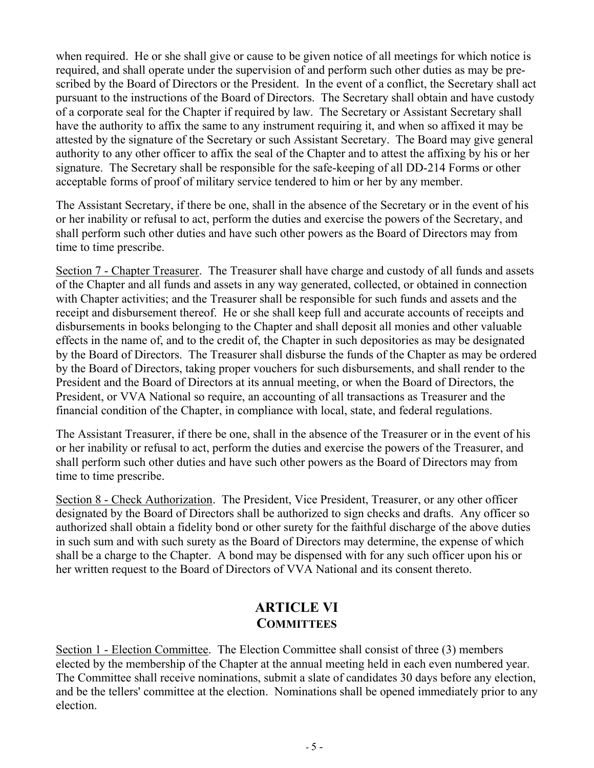when required. He or she shall give or cause to be given notice of all meetings for which notice is required, and shall operate under the supervision of and perform such other duties as may be pre-scribed by the Board of Directors or the President. In the event of a conflict, the Secretary shall act pursuant to the instructions of the Board of Directors. The Secretary shall obtain and have custody of a corporate seal for the Chapter if required by law. The Secretary or Assistant Secretary shall have the authority to affix the same to any instrument requiring it, and when so affixed it may be attested by the signature of the Secretary or such Assistant Secretary. The Board may give general authority to any other officer to affix the seal of the Chapter and to attest the affixing by his or her signature. The Secretary shall be responsible for the safe-keeping of all DD-214 Forms or other acceptable forms of proof of military service tendered to him or her by any member.

The Assistant Secretary, if there be one, shall in the absence of the Secretary or in the event of his or her inability or refusal to act, perform the duties and exercise the powers of the Secretary, and shall perform such other duties and have such other powers as the Board of Directors may from time to time prescribe.

Section 7 - Chapter Treasurer. The Treasurer shall have charge and custody of all funds and assets of the Chapter and all funds and assets in any way generated, collected, or obtained in connection with Chapter activities; and the Treasurer shall be responsible for such funds and assets and the receipt and disbursement thereof. He or she shall keep full and accurate accounts of receipts and disbursements in books belonging to the Chapter and shall deposit all monies and other valuable effects in the name of, and to the credit of, the Chapter in such depositories as may be designated by the Board of Directors. The Treasurer shall disburse the funds of the Chapter as may be ordered by the Board of Directors, taking proper vouchers for such disbursements, and shall render to the President and the Board of Directors at its annual meeting, or when the Board of Directors, the President, or VVA National so require, an accounting of all transactions as Treasurer and the financial condition of the Chapter, in compliance with local, state, and federal regulations.

The Assistant Treasurer, if there be one, shall in the absence of the Treasurer or in the event of his or her inability or refusal to act, perform the duties and exercise the powers of the Treasurer, and shall perform such other duties and have such other powers as the Board of Directors may from time to time prescribe.

Section 8 - Check Authorization. The President, Vice President, Treasurer, or any other officer designated by the Board of Directors shall be authorized to sign checks and drafts. Any officer so authorized shall obtain a fidelity bond or other surety for the faithful discharge of the above duties in such sum and with such surety as the Board of Directors may determine, the expense of which shall be a charge to the Chapter. A bond may be dispensed with for any such officer upon his or her written request to the Board of Directors of VVA National and its consent thereto.

## ARTICLE VI
## COMMITTEES

Section 1 - Election Committee. The Election Committee shall consist of three (3) members elected by the membership of the Chapter at the annual meeting held in each even numbered year. The Committee shall receive nominations, submit a slate of candidates 30 days before any election, and be the tellers' committee at the election. Nominations shall be opened immediately prior to any election.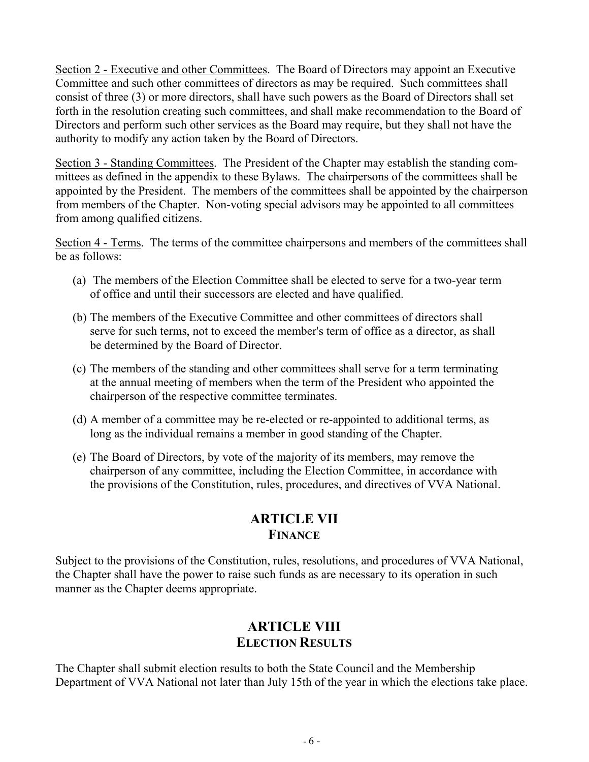<u>Section 2 - Executive and other Committees</u>. The Board of Directors may appoint an Executive Committee and such other committees of directors as may be required. Such committees shall consist of three (3) or more directors, shall have such powers as the Board of Directors shall set forth in the resolution creating such committees, and shall make recommendation to the Board of Directors and perform such other services as the Board may require, but they shall not have the authority to modify any action taken by the Board of Directors.

<u>Section 3 - Standing Committees</u>. The President of the Chapter may establish the standing committees as defined in the appendix to these Bylaws. The chairpersons of the committees shall be appointed by the President. The members of the committees shall be appointed by the chairperson from members of the Chapter. Non-voting special advisors may be appointed to all committees from among qualified citizens.

<u>Section 4 - Terms</u>. The terms of the committee chairpersons and members of the committees shall be as follows:

(a) The members of the Election Committee shall be elected to serve for a two-year term of office and until their successors are elected and have qualified.

(b) The members of the Executive Committee and other committees of directors shall serve for such terms, not to exceed the member's term of office as a director, as shall be determined by the Board of Director.

(c) The members of the standing and other committees shall serve for a term terminating at the annual meeting of members when the term of the President who appointed the chairperson of the respective committee terminates.

(d) A member of a committee may be re-elected or re-appointed to additional terms, as long as the individual remains a member in good standing of the Chapter.

(e) The Board of Directors, by vote of the majority of its members, may remove the chairperson of any committee, including the Election Committee, in accordance with the provisions of the Constitution, rules, procedures, and directives of VVA National.

## ARTICLE VII
## FINANCE

Subject to the provisions of the Constitution, rules, resolutions, and procedures of VVA National, the Chapter shall have the power to raise such funds as are necessary to its operation in such manner as the Chapter deems appropriate.

## ARTICLE VIII
## ELECTION RESULTS

The Chapter shall submit election results to both the State Council and the Membership Department of VVA National not later than July 15th of the year in which the elections take place.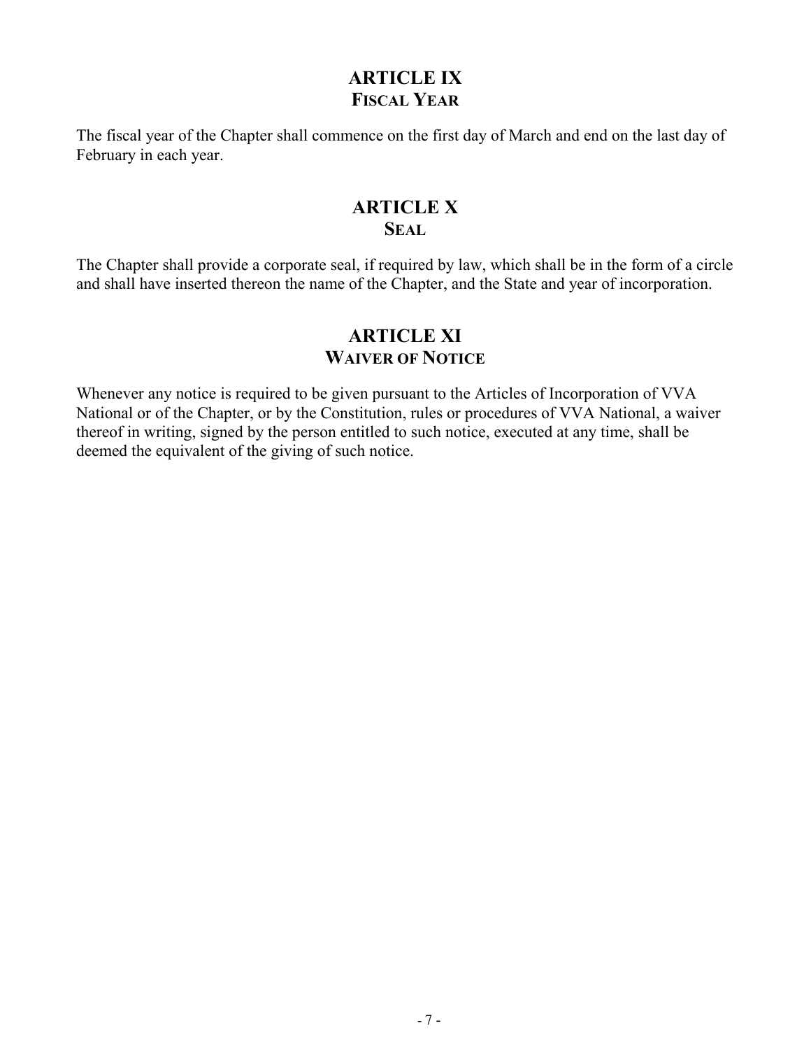## ARTICLE IX
### FISCAL YEAR

The fiscal year of the Chapter shall commence on the first day of March and end on the last day of February in each year.

## ARTICLE X
### SEAL

The Chapter shall provide a corporate seal, if required by law, which shall be in the form of a circle and shall have inserted thereon the name of the Chapter, and the State and year of incorporation.

## ARTICLE XI
### WAIVER OF NOTICE

Whenever any notice is required to be given pursuant to the Articles of Incorporation of VVA National or of the Chapter, or by the Constitution, rules or procedures of VVA National, a waiver thereof in writing, signed by the person entitled to such notice, executed at any time, shall be deemed the equivalent of the giving of such notice.